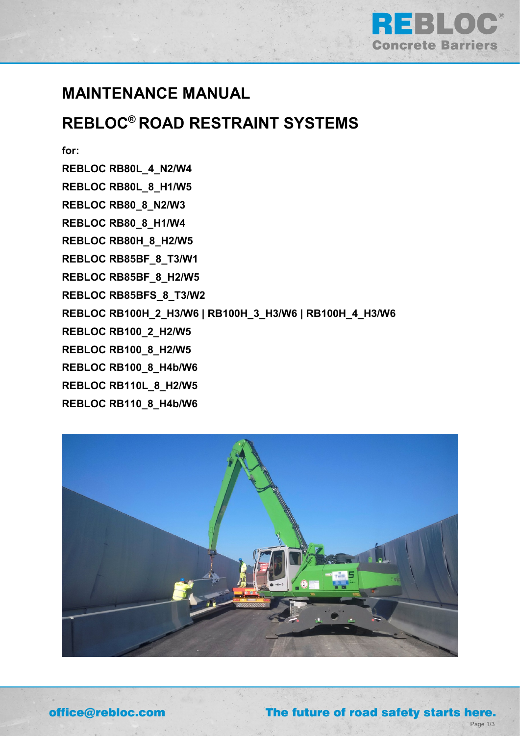# MAINTENANCE MANUAL

# REBLOC® ROAD RESTRAINT SYSTEMS

**for:**

**REBLOC RB80L_4_N2/W4**

**REBLOC RB80L_8_H1/W5**

**REBLOC RB80_8_N2/W3**

**REBLOC RB80_8_H1/W4**

**REBLOC RB80H_8_H2/W5**

**REBLOC RB85BF_8_T3/W1**

**REBLOC RB85BF_8_H2/W5**

**REBLOC RB85BFS_8_T3/W2**

**REBLOC RB100H_2_H3/W6 | RB100H_3_H3/W6 | RB100H_4_H3/W6**

**REBLOC RB100_2_H2/W5**

**REBLOC RB100_8_H2/W5**

**REBLOC RB100_8_H4b/W6**

**REBLOC RB110L_8_H2/W5**

**REBLOC RB110_8_H4b/W6**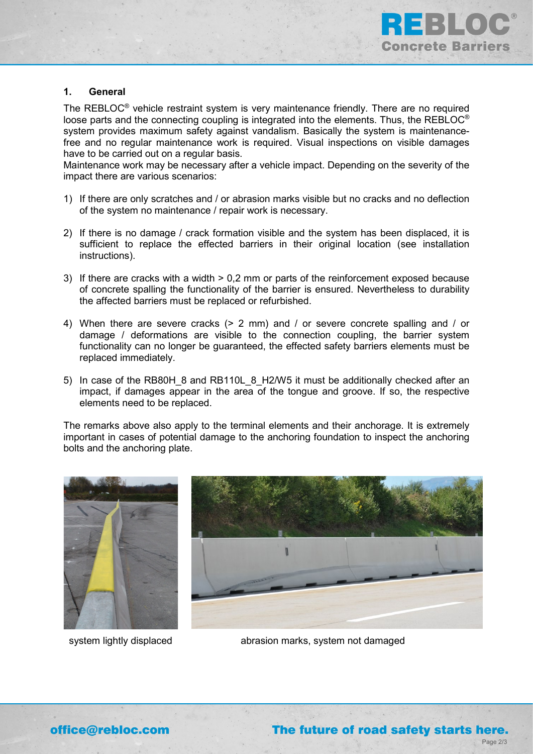## 1. General

The REBLOC® vehicle restraint system is very maintenance friendly. There are no required loose parts and the connecting coupling is integrated into the elements. Thus, the REBLOC® system provides maximum safety against vandalism. Basically the system is maintenance-free and no regular maintenance work is required. Visual inspections on visible damages have to be carried out on a regular basis.
Maintenance work may be necessary after a vehicle impact. Depending on the severity of the impact there are various scenarios:

1) If there are only scratches and / or abrasion marks visible but no cracks and no deflection of the system no maintenance / repair work is necessary.

2) If there is no damage / crack formation visible and the system has been displaced, it is sufficient to replace the effected barriers in their original location (see installation instructions).

3) If there are cracks with a width > 0,2 mm or parts of the reinforcement exposed because of concrete spalling the functionality of the barrier is ensured. Nevertheless to durability the affected barriers must be replaced or refurbished.

4) When there are severe cracks (> 2 mm) and / or severe concrete spalling and / or damage / deformations are visible to the connection coupling, the barrier system functionality can no longer be guaranteed, the effected safety barriers elements must be replaced immediately.

5) In case of the RB80H_8 and RB110L_8_H2/W5 it must be additionally checked after an impact, if damages appear in the area of the tongue and groove. If so, the respective elements need to be replaced.

The remarks above also apply to the terminal elements and their anchorage. It is extremely important in cases of potential damage to the anchoring foundation to inspect the anchoring bolts and the anchoring plate.

system lightly displaced

abrasion marks, system not damaged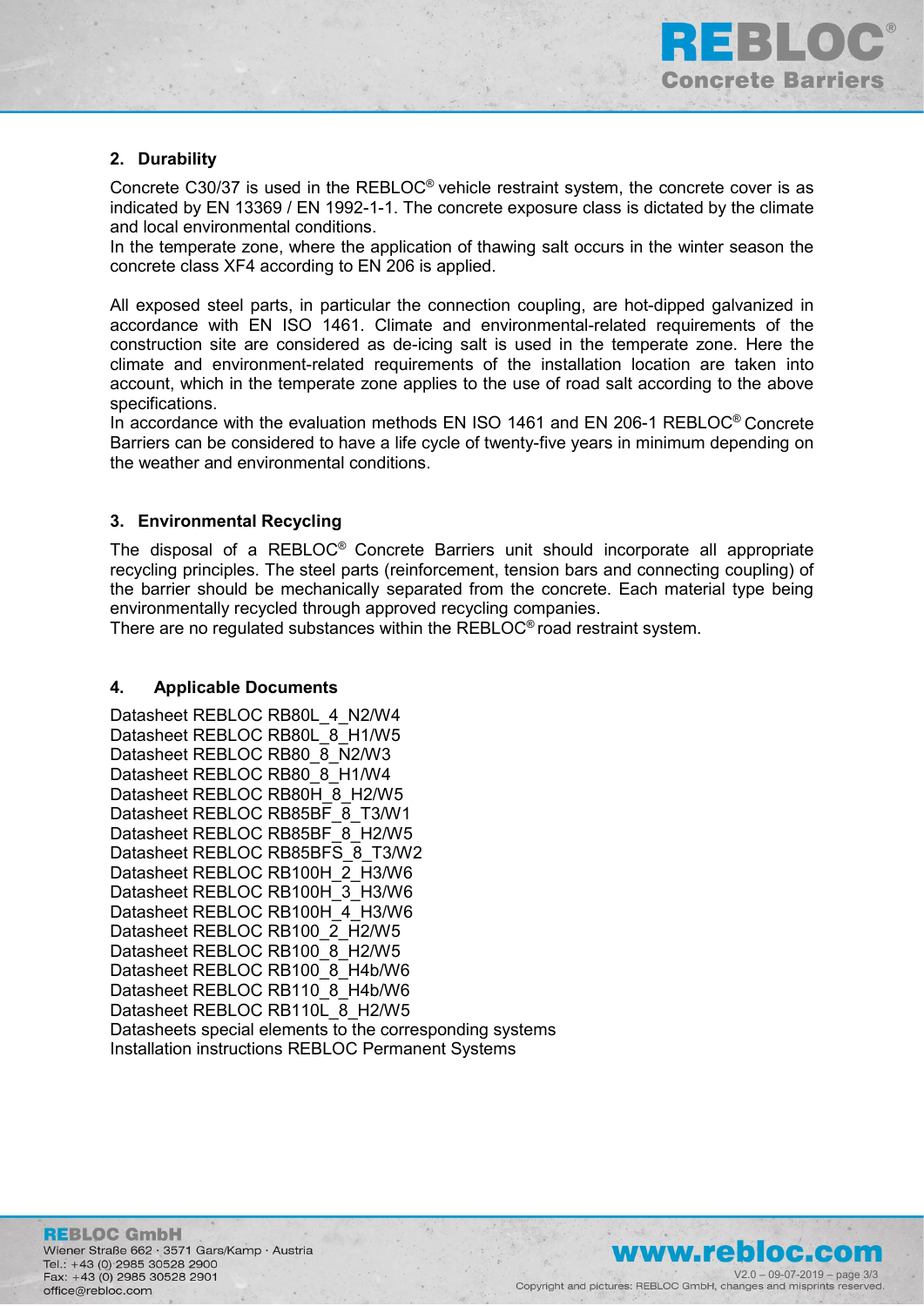## 2. Durability

Concrete C30/37 is used in the REBLOC® vehicle restraint system, the concrete cover is as indicated by EN 13369 / EN 1992-1-1. The concrete exposure class is dictated by the climate and local environmental conditions.
In the temperate zone, where the application of thawing salt occurs in the winter season the concrete class XF4 according to EN 206 is applied.

All exposed steel parts, in particular the connection coupling, are hot-dipped galvanized in accordance with EN ISO 1461. Climate and environmental-related requirements of the construction site are considered as de-icing salt is used in the temperate zone. Here the climate and environment-related requirements of the installation location are taken into account, which in the temperate zone applies to the use of road salt according to the above specifications.
In accordance with the evaluation methods EN ISO 1461 and EN 206-1 REBLOC® Concrete Barriers can be considered to have a life cycle of twenty-five years in minimum depending on the weather and environmental conditions.

## 3. Environmental Recycling

The disposal of a REBLOC® Concrete Barriers unit should incorporate all appropriate recycling principles. The steel parts (reinforcement, tension bars and connecting coupling) of the barrier should be mechanically separated from the concrete. Each material type being environmentally recycled through approved recycling companies.
There are no regulated substances within the REBLOC® road restraint system.

## 4. Applicable Documents

Datasheet REBLOC RB80L_4_N2/W4
Datasheet REBLOC RB80L_8_H1/W5
Datasheet REBLOC RB80_8_N2/W3
Datasheet REBLOC RB80_8_H1/W4
Datasheet REBLOC RB80H_8_H2/W5
Datasheet REBLOC RB85BF_8_T3/W1
Datasheet REBLOC RB85BF_8_H2/W5
Datasheet REBLOC RB85BFS_8_T3/W2
Datasheet REBLOC RB100H_2_H3/W6
Datasheet REBLOC RB100H_3_H3/W6
Datasheet REBLOC RB100H_4_H3/W6
Datasheet REBLOC RB100_2_H2/W5
Datasheet REBLOC RB100_8_H2/W5
Datasheet REBLOC RB100_8_H4b/W6
Datasheet REBLOC RB110_8_H4b/W6
Datasheet REBLOC RB110L_8_H2/W5
Datasheets special elements to the corresponding systems
Installation instructions REBLOC Permanent Systems